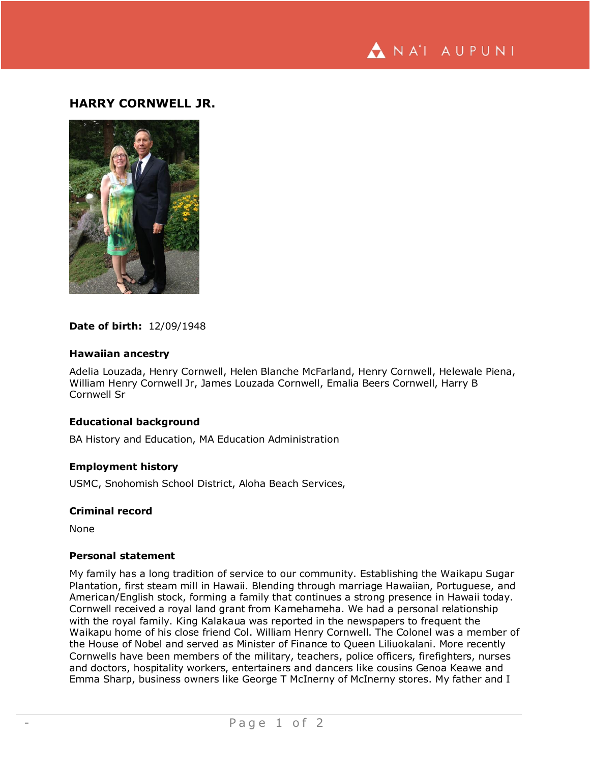# HARRY CORNWELL JR.

**Date of birth:** 12/09/1948

## Hawaiian ancestry

Adelia Louzada, Henry Cornwell, Helen Blanche McFarland, Henry Cornwell, Helewale Piena, William Henry Cornwell Jr, James Louzada Cornwell, Emalia Beers Cornwell, Harry B Cornwell Sr

## Educational background

BA History and Education, MA Education Administration

## Employment history

USMC, Snohomish School District, Aloha Beach Services,

## Criminal record

None

## Personal statement

My family has a long tradition of service to our community. Establishing the Waikapu Sugar Plantation, first steam mill in Hawaii. Blending through marriage Hawaiian, Portuguese, and American/English stock, forming a family that continues a strong presence in Hawaii today. Cornwell received a royal land grant from Kamehameha. We had a personal relationship with the royal family. King Kalakaua was reported in the newspapers to frequent the Waikapu home of his close friend Col. William Henry Cornwell. The Colonel was a member of the House of Nobel and served as Minister of Finance to Queen Liliuokalani. More recently Cornwells have been members of the military, teachers, police officers, firefighters, nurses and doctors, hospitality workers, entertainers and dancers like cousins Genoa Keawe and Emma Sharp, business owners like George T McInerny of McInerny stores. My father and I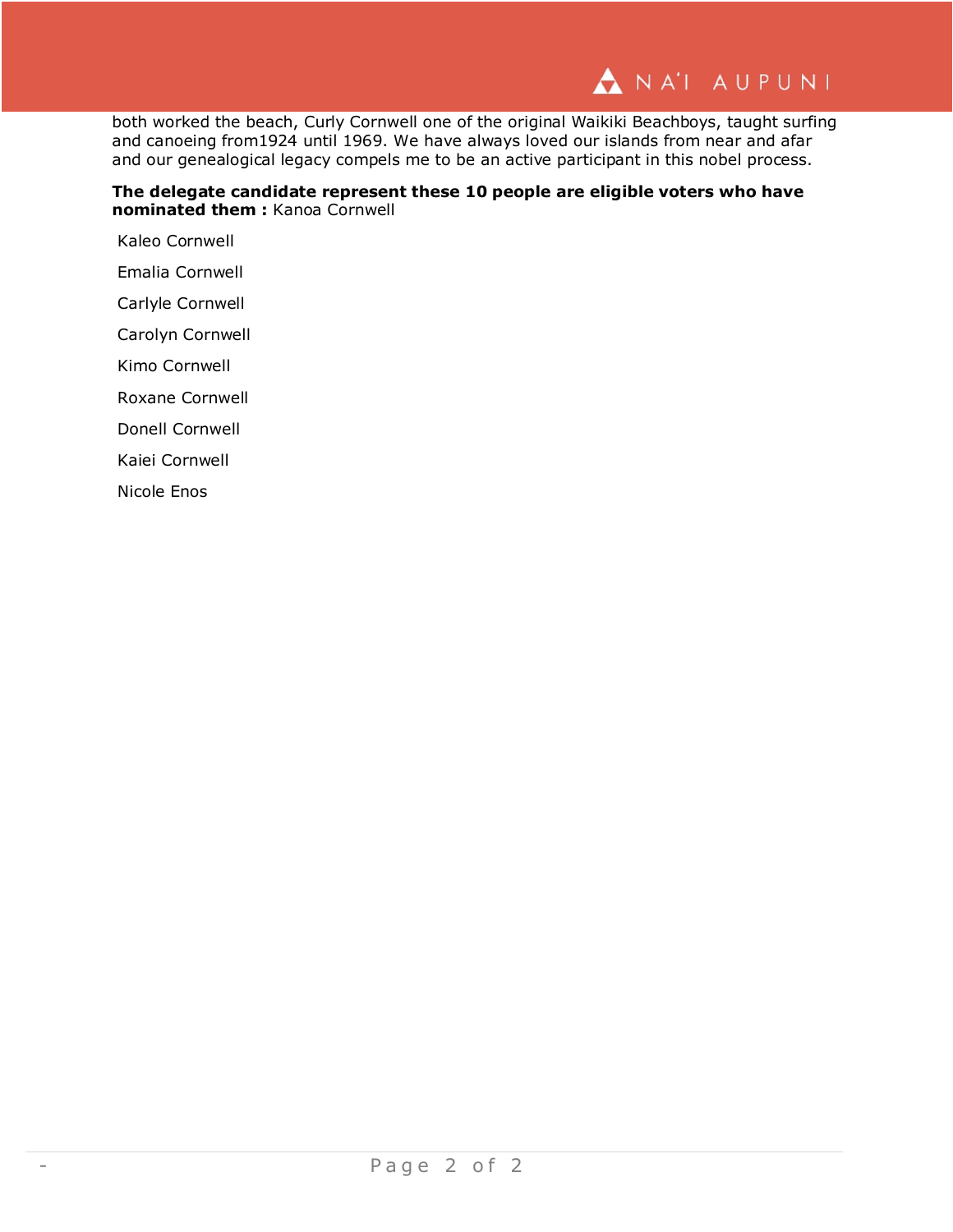both worked the beach, Curly Cornwell one of the original Waikiki Beachboys, taught surfing and canoeing from1924 until 1969. We have always loved our islands from near and afar and our genealogical legacy compels me to be an active participant in this nobel process.

**The delegate candidate represent these 10 people are eligible voters who have nominated them :** Kanoa Cornwell

Kaleo Cornwell

Emalia Cornwell

Carlyle Cornwell

Carolyn Cornwell

Kimo Cornwell

Roxane Cornwell

Donell Cornwell

Kaiei Cornwell

Nicole Enos